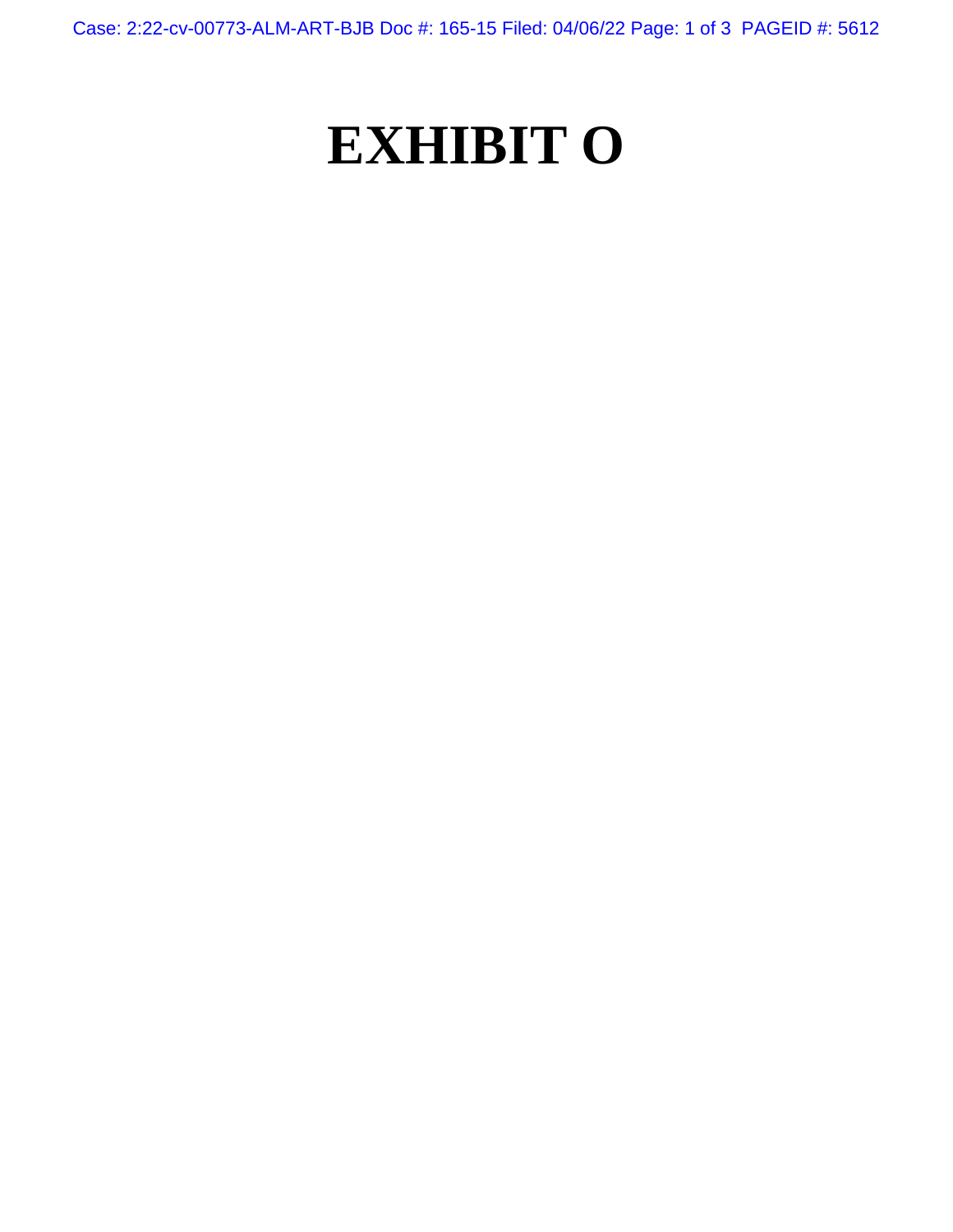# EXHIBIT O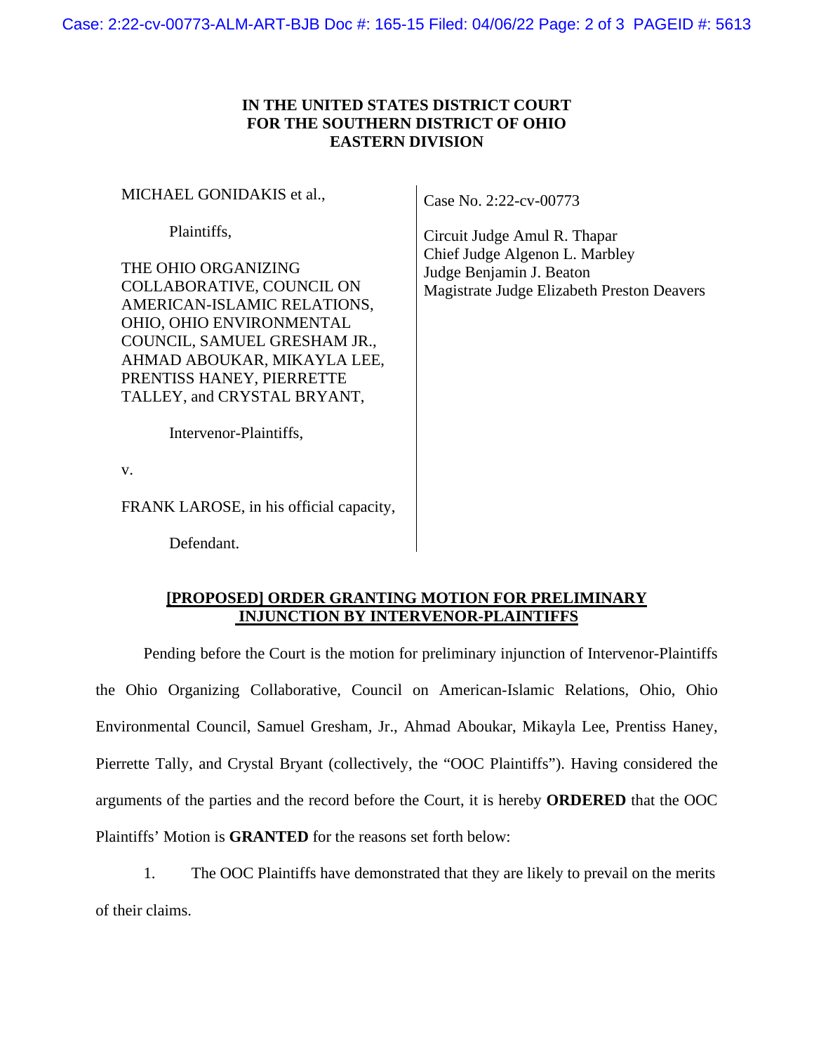**IN THE UNITED STATES DISTRICT COURT**
**FOR THE SOUTHERN DISTRICT OF OHIO**
**EASTERN DIVISION**

MICHAEL GONIDAKIS et al.,

Plaintiffs,

THE OHIO ORGANIZING COLLABORATIVE, COUNCIL ON AMERICAN-ISLAMIC RELATIONS, OHIO, OHIO ENVIRONMENTAL COUNCIL, SAMUEL GRESHAM JR., AHMAD ABOUKAR, MIKAYLA LEE, PRENTISS HANEY, PIERRETTE TALLEY, and CRYSTAL BRYANT,

Intervenor-Plaintiffs,

v.

FRANK LAROSE, in his official capacity,

Defendant.

Case No. 2:22-cv-00773

Circuit Judge Amul R. Thapar
Chief Judge Algenon L. Marbley
Judge Benjamin J. Beaton
Magistrate Judge Elizabeth Preston Deavers

**[PROPOSED] ORDER GRANTING MOTION FOR PRELIMINARY INJUNCTION BY INTERVENOR-PLAINTIFFS**

Pending before the Court is the motion for preliminary injunction of Intervenor-Plaintiffs the Ohio Organizing Collaborative, Council on American-Islamic Relations, Ohio, Ohio Environmental Council, Samuel Gresham, Jr., Ahmad Aboukar, Mikayla Lee, Prentiss Haney, Pierrette Tally, and Crystal Bryant (collectively, the "OOC Plaintiffs"). Having considered the arguments of the parties and the record before the Court, it is hereby **ORDERED** that the OOC Plaintiffs' Motion is **GRANTED** for the reasons set forth below:

1. The OOC Plaintiffs have demonstrated that they are likely to prevail on the merits of their claims.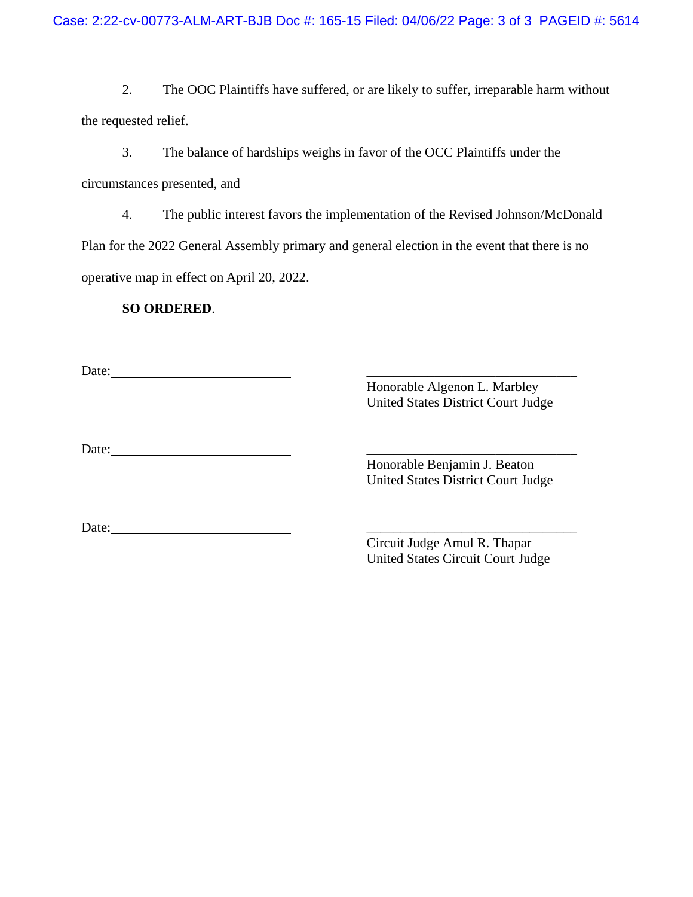2. The OOC Plaintiffs have suffered, or are likely to suffer, irreparable harm without the requested relief.

3. The balance of hardships weighs in favor of the OCC Plaintiffs under the circumstances presented, and

4. The public interest favors the implementation of the Revised Johnson/McDonald Plan for the 2022 General Assembly primary and general election in the event that there is no operative map in effect on April 20, 2022.

**SO ORDERED**.

Date:\_\_\_\_\_\_\_\_\_\_\_\_\_\_\_\_\_\_\_\_\_\_\_\_\_\_\_\_ \_\_\_\_\_\_\_\_\_\_\_\_\_\_\_\_\_\_\_\_\_\_\_\_\_\_\_\_\_\_\_\_\_\_

Honorable Algenon L. Marbley
United States District Court Judge

Date:\_\_\_\_\_\_\_\_\_\_\_\_\_\_\_\_\_\_\_\_\_\_\_\_\_\_\_\_ \_\_\_\_\_\_\_\_\_\_\_\_\_\_\_\_\_\_\_\_\_\_\_\_\_\_\_\_\_\_\_\_\_\_

Honorable Benjamin J. Beaton
United States District Court Judge

Date:\_\_\_\_\_\_\_\_\_\_\_\_\_\_\_\_\_\_\_\_\_\_\_\_\_\_\_\_ \_\_\_\_\_\_\_\_\_\_\_\_\_\_\_\_\_\_\_\_\_\_\_\_\_\_\_\_\_\_\_\_\_\_

Circuit Judge Amul R. Thapar
United States Circuit Court Judge